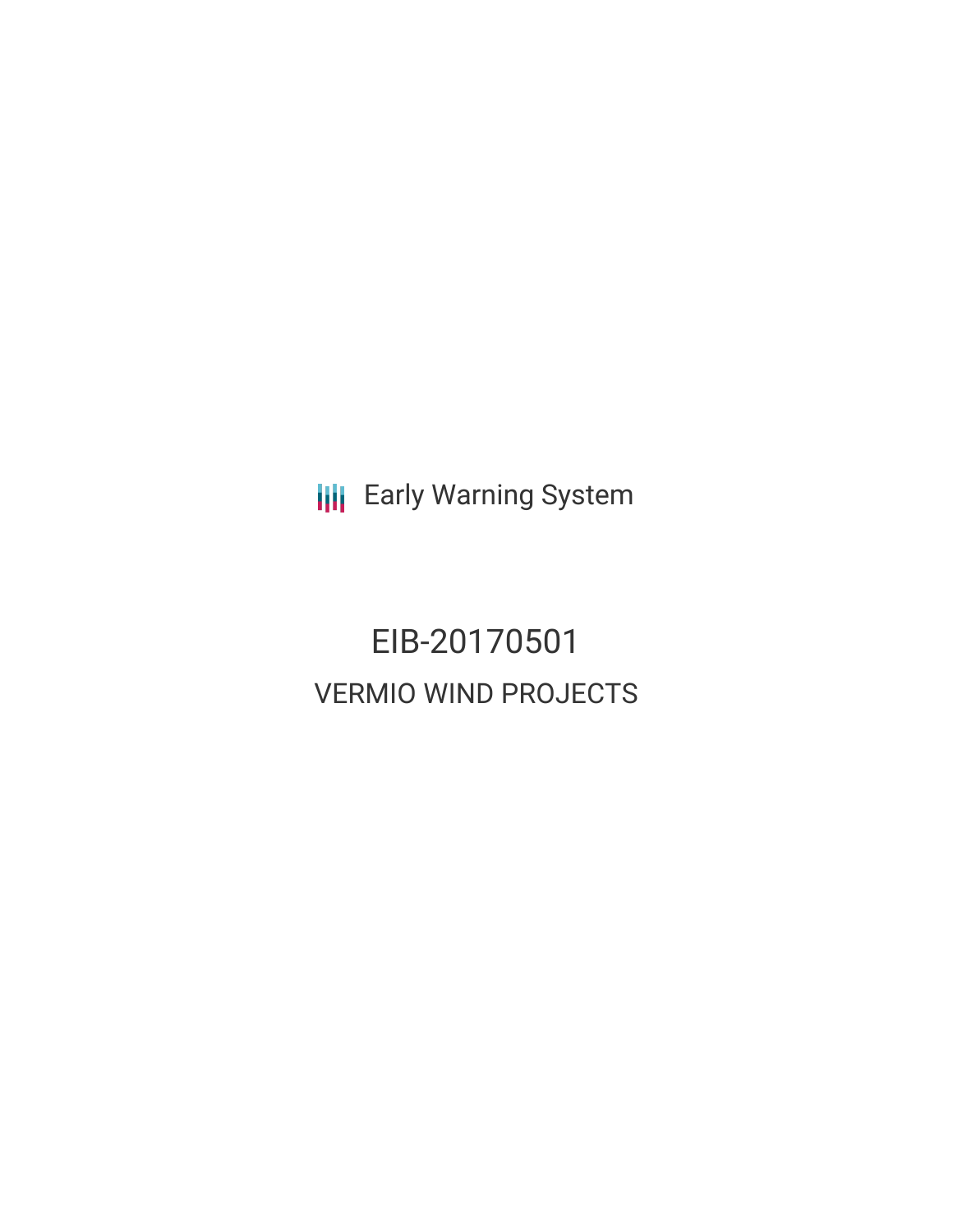Early Warning System

# EIB-20170501

## VERMIO WIND PROJECTS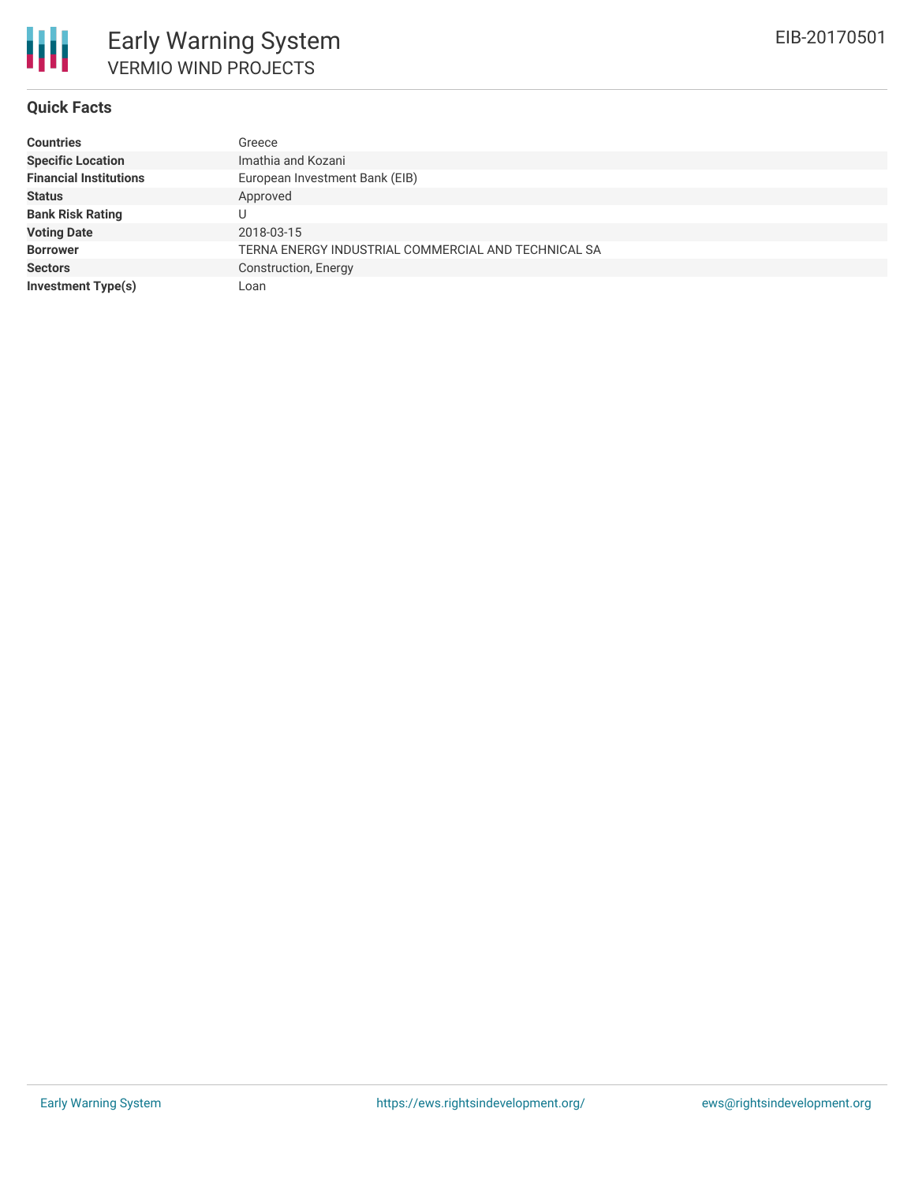## Quick Facts

| | |
|---|---|
| **Countries** | Greece |
| **Specific Location** | Imathia and Kozani |
| **Financial Institutions** | European Investment Bank (EIB) |
| **Status** | Approved |
| **Bank Risk Rating** | U |
| **Voting Date** | 2018-03-15 |
| **Borrower** | TERNA ENERGY INDUSTRIAL COMMERCIAL AND TECHNICAL SA |
| **Sectors** | Construction, Energy |
| **Investment Type(s)** | Loan |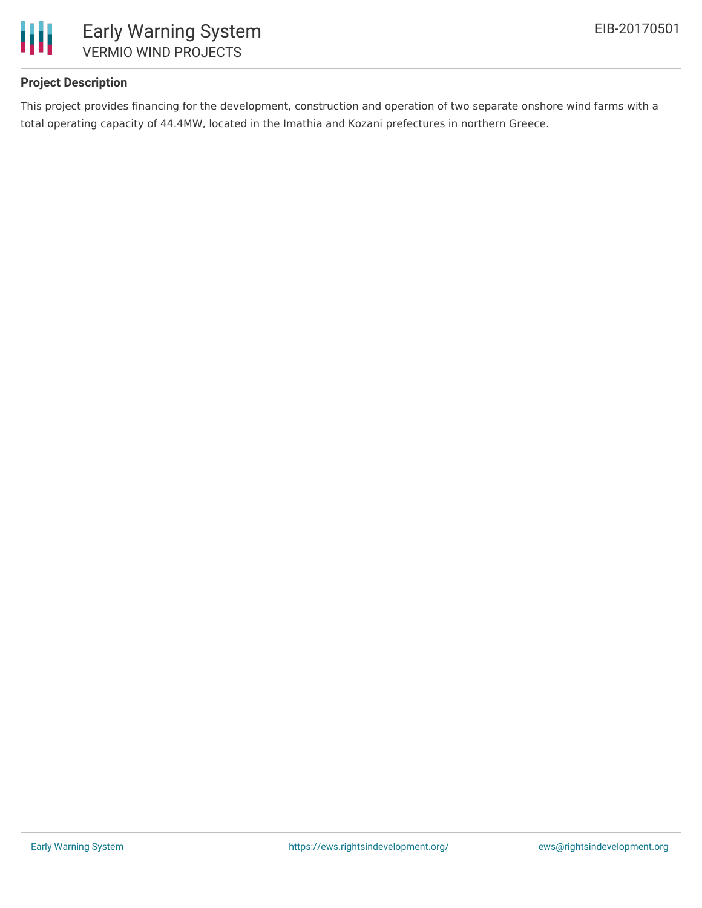**Project Description**

This project provides financing for the development, construction and operation of two separate onshore wind farms with a total operating capacity of 44.4MW, located in the Imathia and Kozani prefectures in northern Greece.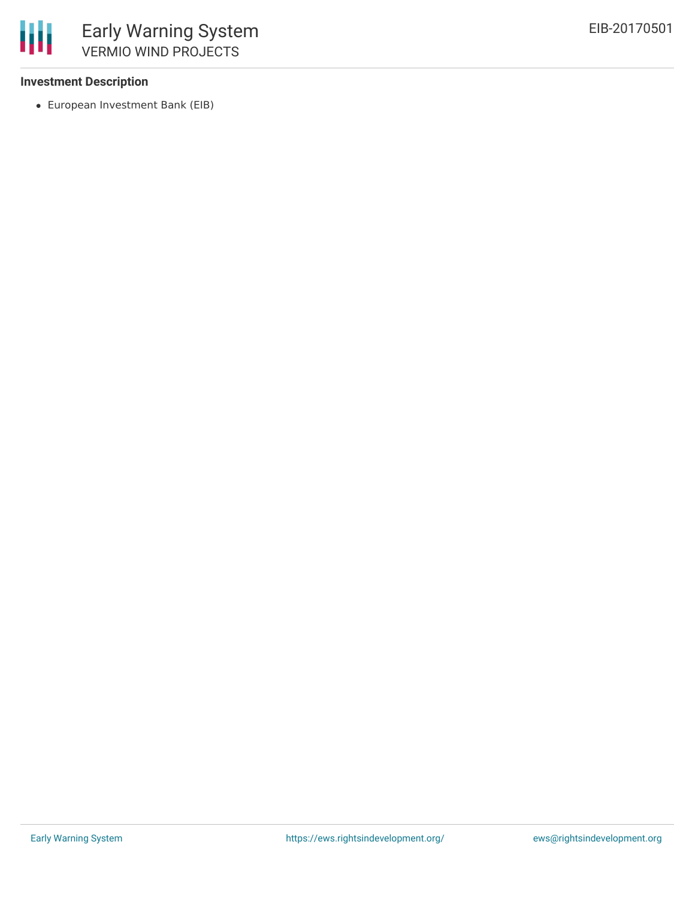### Investment Description

- European Investment Bank (EIB)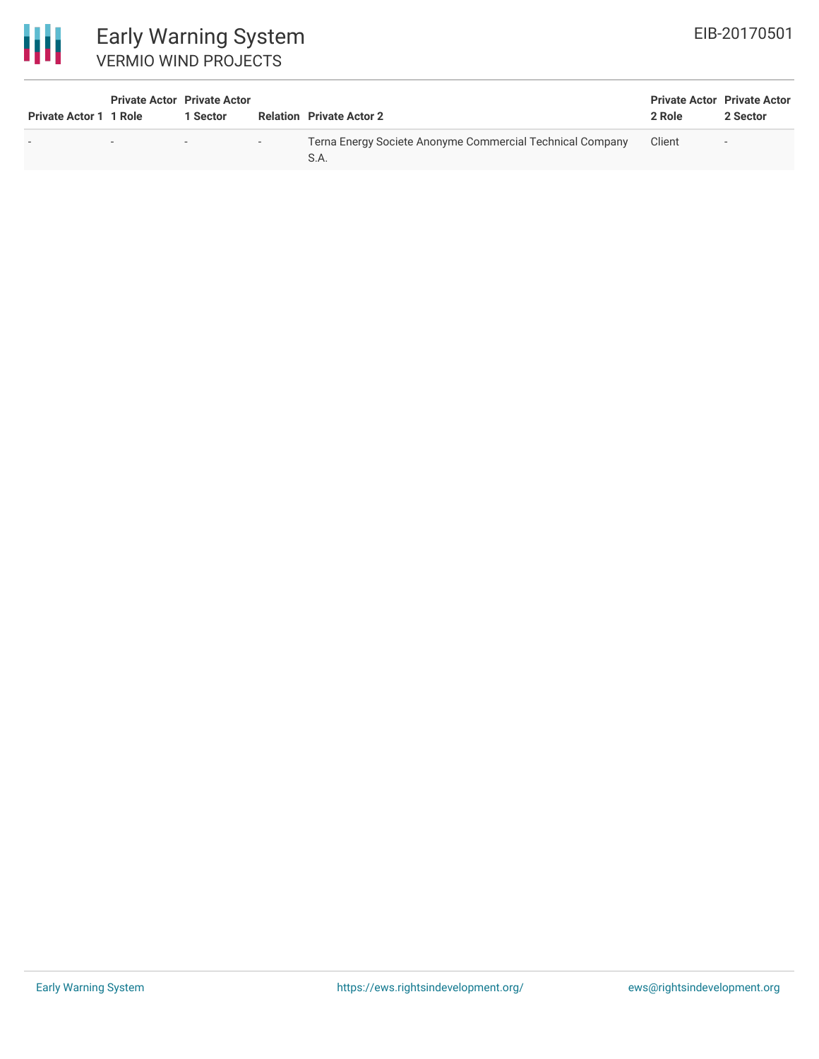| Private Actor 1 | Private Actor 1 Role | Private Actor 1 Sector | Relation | Private Actor 2 | Private Actor 2 Role | Private Actor 2 Sector |
|---|---|---|---|---|---|---|
| - | - | - | - | Terna Energy Societe Anonyme Commercial Technical Company S.A. | Client | - |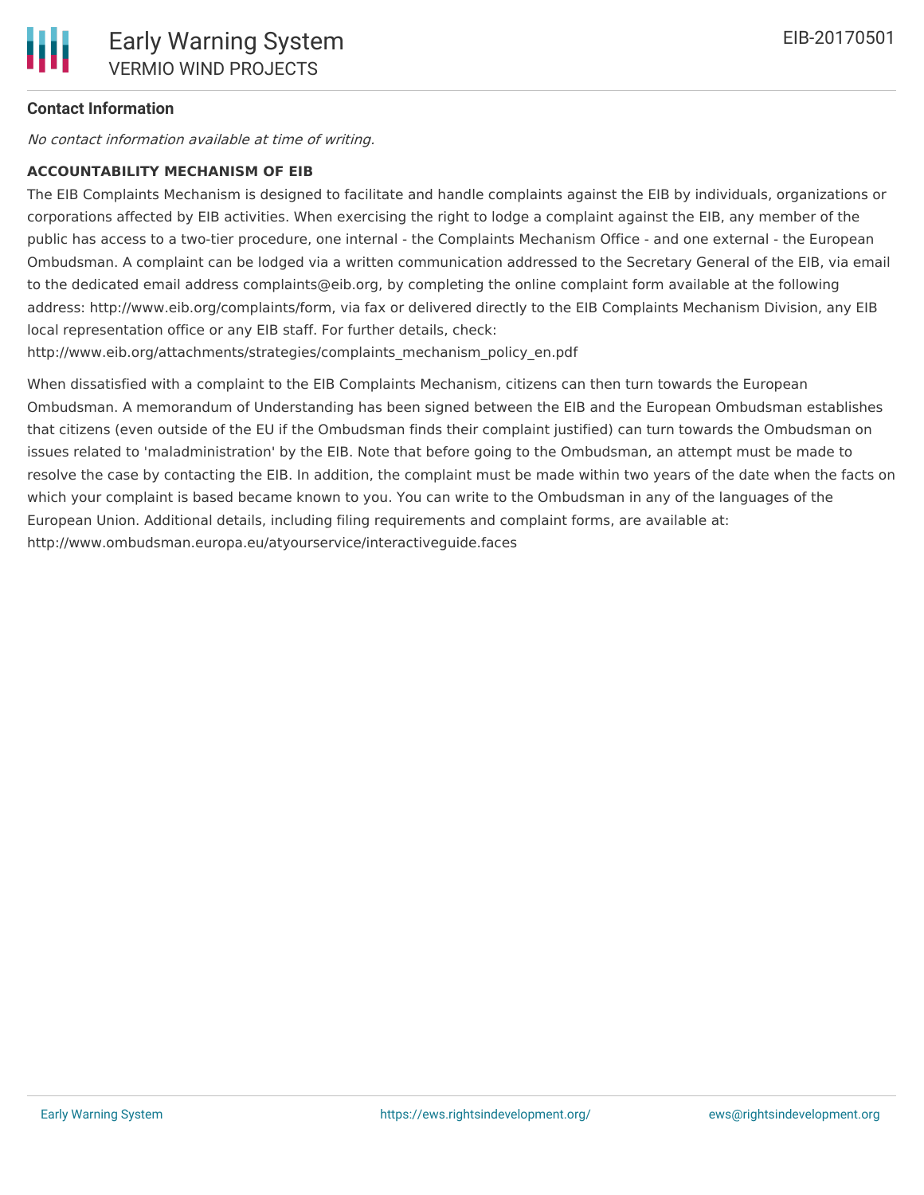**Contact Information**

*No contact information available at time of writing.*

**ACCOUNTABILITY MECHANISM OF EIB**

The EIB Complaints Mechanism is designed to facilitate and handle complaints against the EIB by individuals, organizations or corporations affected by EIB activities. When exercising the right to lodge a complaint against the EIB, any member of the public has access to a two-tier procedure, one internal - the Complaints Mechanism Office - and one external - the European Ombudsman. A complaint can be lodged via a written communication addressed to the Secretary General of the EIB, via email to the dedicated email address complaints@eib.org, by completing the online complaint form available at the following address: http://www.eib.org/complaints/form, via fax or delivered directly to the EIB Complaints Mechanism Division, any EIB local representation office or any EIB staff. For further details, check: http://www.eib.org/attachments/strategies/complaints_mechanism_policy_en.pdf

When dissatisfied with a complaint to the EIB Complaints Mechanism, citizens can then turn towards the European Ombudsman. A memorandum of Understanding has been signed between the EIB and the European Ombudsman establishes that citizens (even outside of the EU if the Ombudsman finds their complaint justified) can turn towards the Ombudsman on issues related to 'maladministration' by the EIB. Note that before going to the Ombudsman, an attempt must be made to resolve the case by contacting the EIB. In addition, the complaint must be made within two years of the date when the facts on which your complaint is based became known to you. You can write to the Ombudsman in any of the languages of the European Union. Additional details, including filing requirements and complaint forms, are available at: http://www.ombudsman.europa.eu/atyourservice/interactiveguide.faces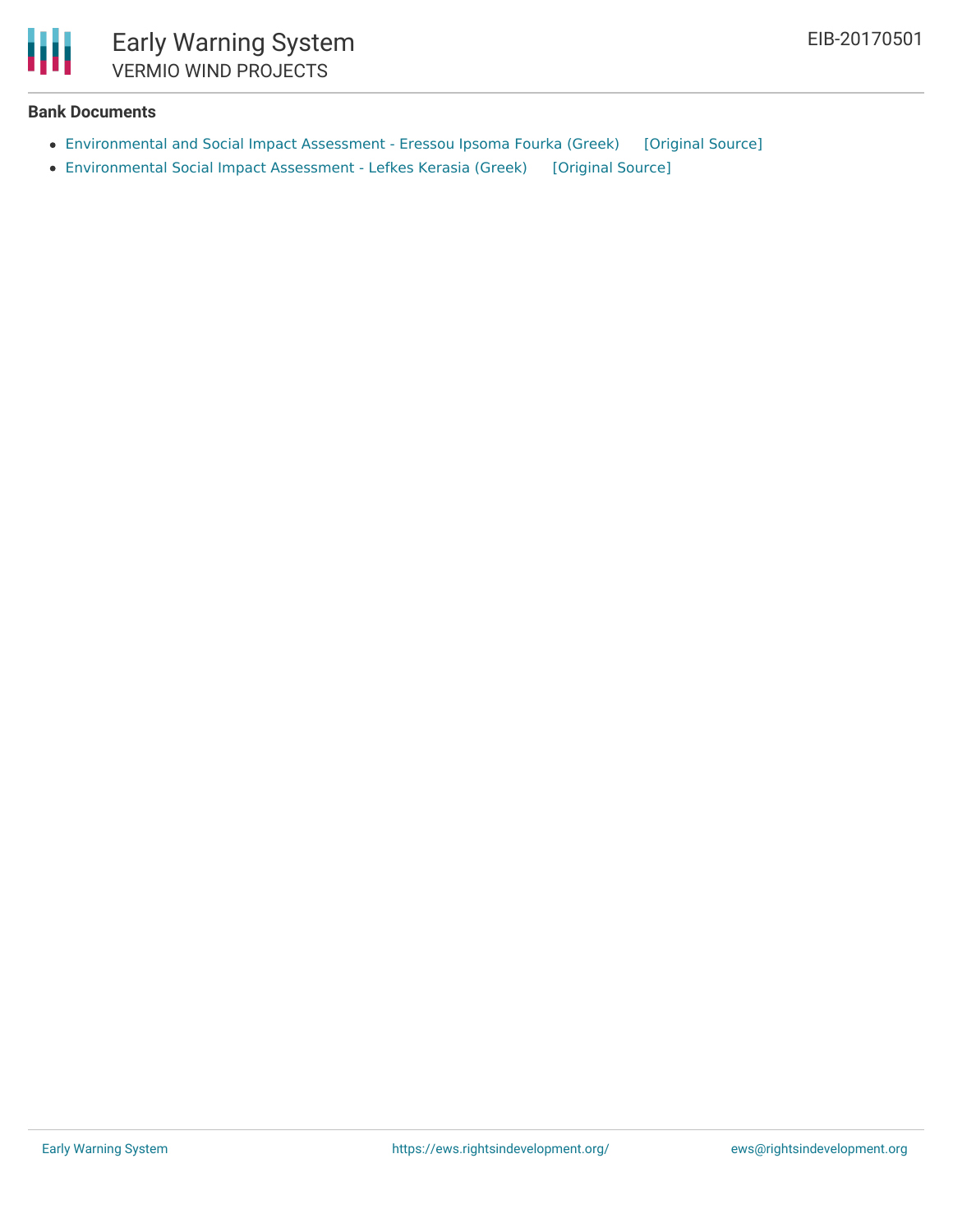**Bank Documents**

- Environmental and Social Impact Assessment - Eressou Ipsoma Fourka (Greek) [Original Source]
- Environmental Social Impact Assessment - Lefkes Kerasia (Greek) [Original Source]